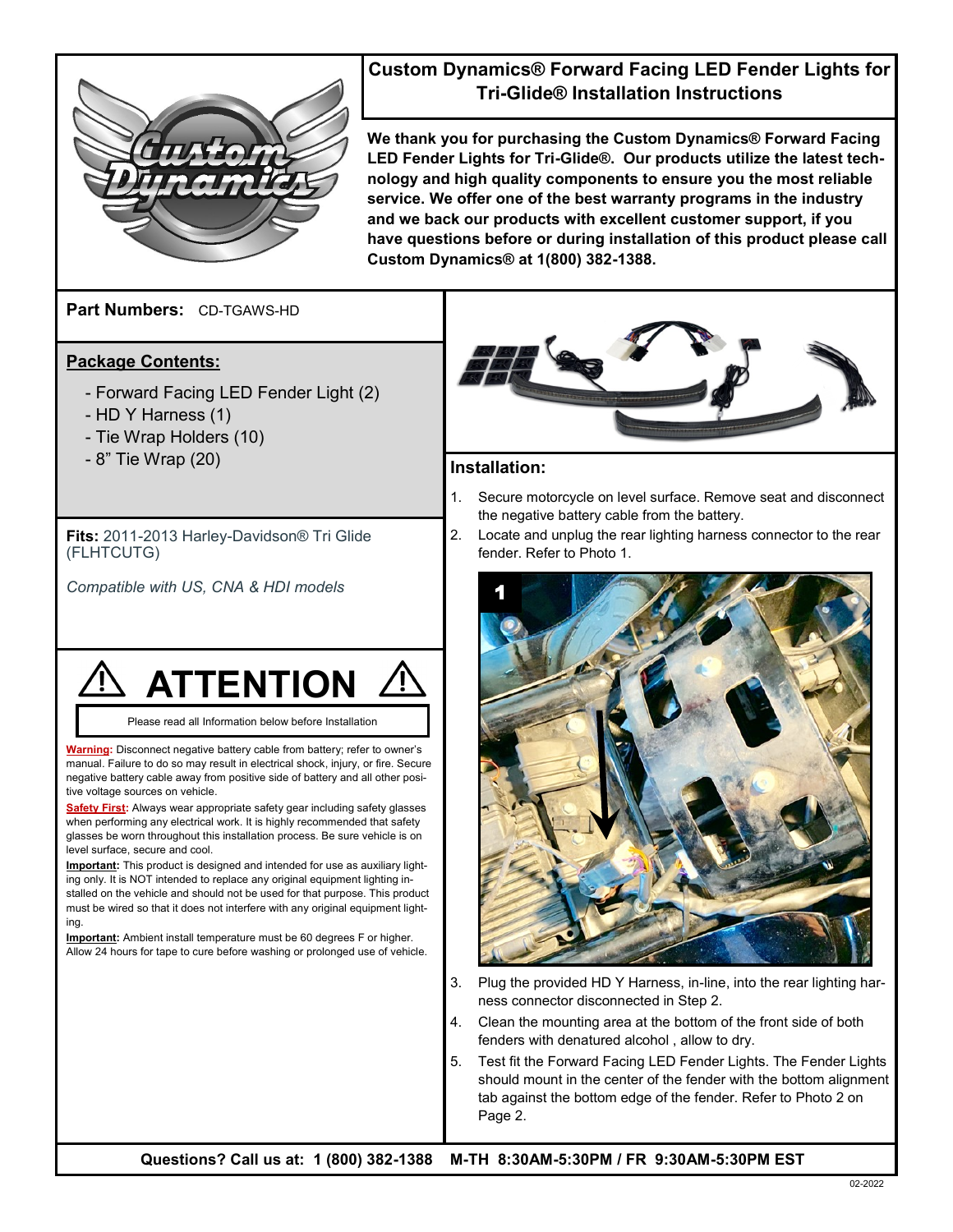# Custom Dynamics® Forward Facing LED Fender Lights for Tri-Glide® Installation Instructions

**We thank you for purchasing the Custom Dynamics® Forward Facing LED Fender Lights for Tri-Glide®. Our products utilize the latest technology and high quality components to ensure you the most reliable service. We offer one of the best warranty programs in the industry and we back our products with excellent customer support, if you have questions before or during installation of this product please call Custom Dynamics® at 1(800) 382-1388.**

**Part Numbers:** CD-TGAWS-HD

**Package Contents:**

- Forward Facing LED Fender Light (2)
- HD Y Harness (1)
- Tie Wrap Holders (10)
- 8" Tie Wrap (20)

**Fits:** 2011-2013 Harley-Davidson® Tri Glide (FLHTCUTG)

*Compatible with US, CNA & HDI models*

## ⚠ ATTENTION ⚠

Please read all Information below before Installation

**Warning:** Disconnect negative battery cable from battery; refer to owner's manual. Failure to do so may result in electrical shock, injury, or fire. Secure negative battery cable away from positive side of battery and all other positive voltage sources on vehicle.

**Safety First:** Always wear appropriate safety gear including safety glasses when performing any electrical work. It is highly recommended that safety glasses be worn throughout this installation process. Be sure vehicle is on level surface, secure and cool.

**Important:** This product is designed and intended for use as auxiliary lighting only. It is NOT intended to replace any original equipment lighting installed on the vehicle and should not be used for that purpose. This product must be wired so that it does not interfere with any original equipment lighting.

**Important:** Ambient install temperature must be 60 degrees F or higher. Allow 24 hours for tape to cure before washing or prolonged use of vehicle.

**Installation:**

1. Secure motorcycle on level surface. Remove seat and disconnect the negative battery cable from the battery.
2. Locate and unplug the rear lighting harness connector to the rear fender. Refer to Photo 1.

1

3. Plug the provided HD Y Harness, in-line, into the rear lighting harness connector disconnected in Step 2.
4. Clean the mounting area at the bottom of the front side of both fenders with denatured alcohol , allow to dry.
5. Test fit the Forward Facing LED Fender Lights. The Fender Lights should mount in the center of the fender with the bottom alignment tab against the bottom edge of the fender. Refer to Photo 2 on Page 2.

**Questions? Call us at: 1 (800) 382-1388 M-TH 8:30AM-5:30PM / FR 9:30AM-5:30PM EST**

02-2022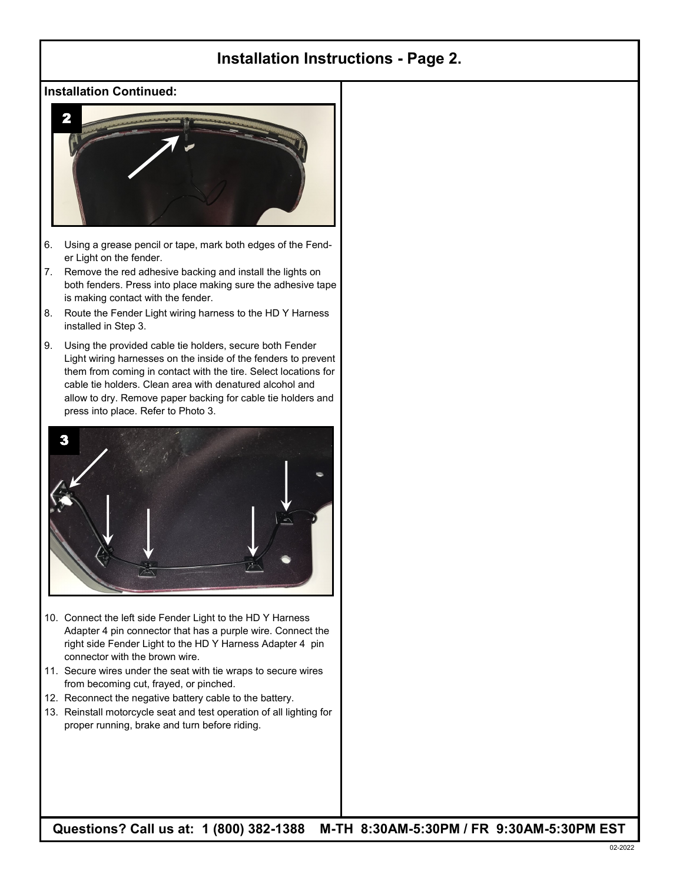# Installation Instructions - Page 2.

**Installation Continued:**

6. Using a grease pencil or tape, mark both edges of the Fender Light on the fender.
7. Remove the red adhesive backing and install the lights on both fenders. Press into place making sure the adhesive tape is making contact with the fender.
8. Route the Fender Light wiring harness to the HD Y Harness installed in Step 3.
9. Using the provided cable tie holders, secure both Fender Light wiring harnesses on the inside of the fenders to prevent them from coming in contact with the tire. Select locations for cable tie holders. Clean area with denatured alcohol and allow to dry. Remove paper backing for cable tie holders and press into place. Refer to Photo 3.
10. Connect the left side Fender Light to the HD Y Harness Adapter 4 pin connector that has a purple wire. Connect the right side Fender Light to the HD Y Harness Adapter 4 pin connector with the brown wire.
11. Secure wires under the seat with tie wraps to secure wires from becoming cut, frayed, or pinched.
12. Reconnect the negative battery cable to the battery.
13. Reinstall motorcycle seat and test operation of all lighting for proper running, brake and turn before riding.

**Questions? Call us at: 1 (800) 382-1388 M-TH 8:30AM-5:30PM / FR 9:30AM-5:30PM EST**

02-2022